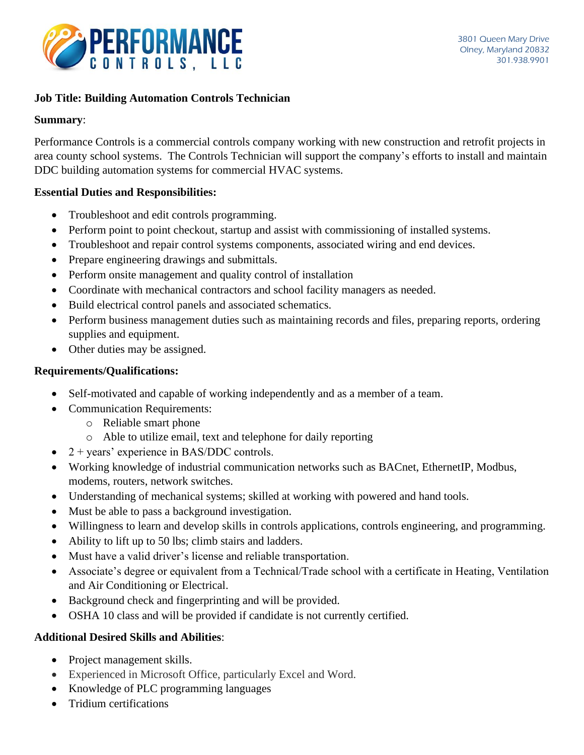# PERFORMANCE CONTROLS, LLC

3801 Queen Mary Drive
Olney, Maryland 20832
301.938.9901

**Job Title: Building Automation Controls Technician**

**Summary**:

Performance Controls is a commercial controls company working with new construction and retrofit projects in area county school systems. The Controls Technician will support the company's efforts to install and maintain DDC building automation systems for commercial HVAC systems.

**Essential Duties and Responsibilities:**

- Troubleshoot and edit controls programming.
- Perform point to point checkout, startup and assist with commissioning of installed systems.
- Troubleshoot and repair control systems components, associated wiring and end devices.
- Prepare engineering drawings and submittals.
- Perform onsite management and quality control of installation
- Coordinate with mechanical contractors and school facility managers as needed.
- Build electrical control panels and associated schematics.
- Perform business management duties such as maintaining records and files, preparing reports, ordering supplies and equipment.
- Other duties may be assigned.

**Requirements/Qualifications:**

- Self-motivated and capable of working independently and as a member of a team.
- Communication Requirements:
  - Reliable smart phone
  - Able to utilize email, text and telephone for daily reporting
- 2 + years' experience in BAS/DDC controls.
- Working knowledge of industrial communication networks such as BACnet, EthernetIP, Modbus, modems, routers, network switches.
- Understanding of mechanical systems; skilled at working with powered and hand tools.
- Must be able to pass a background investigation.
- Willingness to learn and develop skills in controls applications, controls engineering, and programming.
- Ability to lift up to 50 lbs; climb stairs and ladders.
- Must have a valid driver's license and reliable transportation.
- Associate's degree or equivalent from a Technical/Trade school with a certificate in Heating, Ventilation and Air Conditioning or Electrical.
- Background check and fingerprinting and will be provided.
- OSHA 10 class and will be provided if candidate is not currently certified.

**Additional Desired Skills and Abilities**:

- Project management skills.
- Experienced in Microsoft Office, particularly Excel and Word.
- Knowledge of PLC programming languages
- Tridium certifications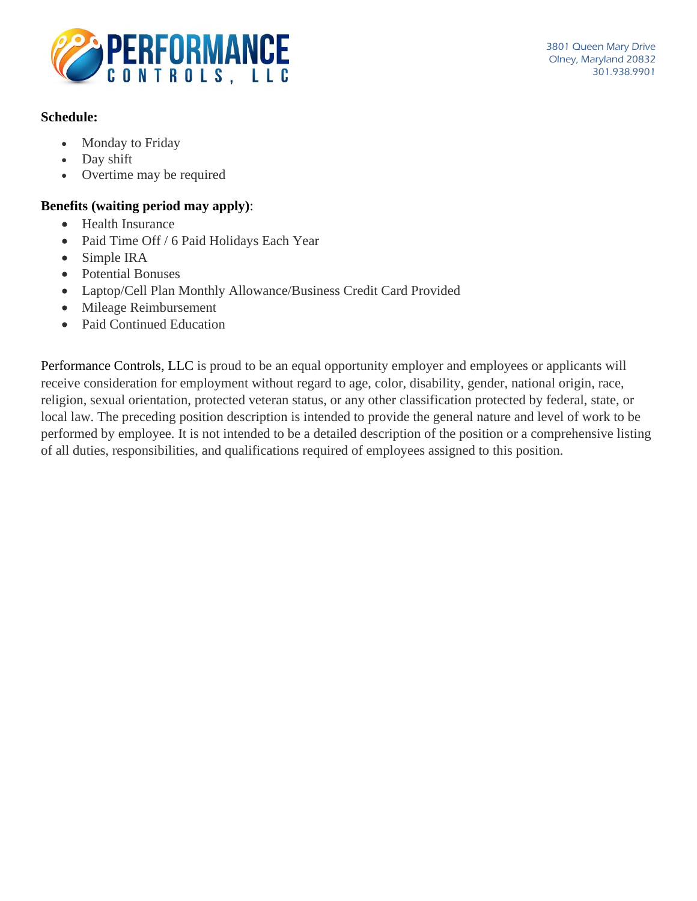**Schedule:**

- Monday to Friday
- Day shift
- Overtime may be required

**Benefits (waiting period may apply)**:

- Health Insurance
- Paid Time Off / 6 Paid Holidays Each Year
- Simple IRA
- Potential Bonuses
- Laptop/Cell Plan Monthly Allowance/Business Credit Card Provided
- Mileage Reimbursement
- Paid Continued Education

Performance Controls, LLC is proud to be an equal opportunity employer and employees or applicants will receive consideration for employment without regard to age, color, disability, gender, national origin, race, religion, sexual orientation, protected veteran status, or any other classification protected by federal, state, or local law. The preceding position description is intended to provide the general nature and level of work to be performed by employee. It is not intended to be a detailed description of the position or a comprehensive listing of all duties, responsibilities, and qualifications required of employees assigned to this position.